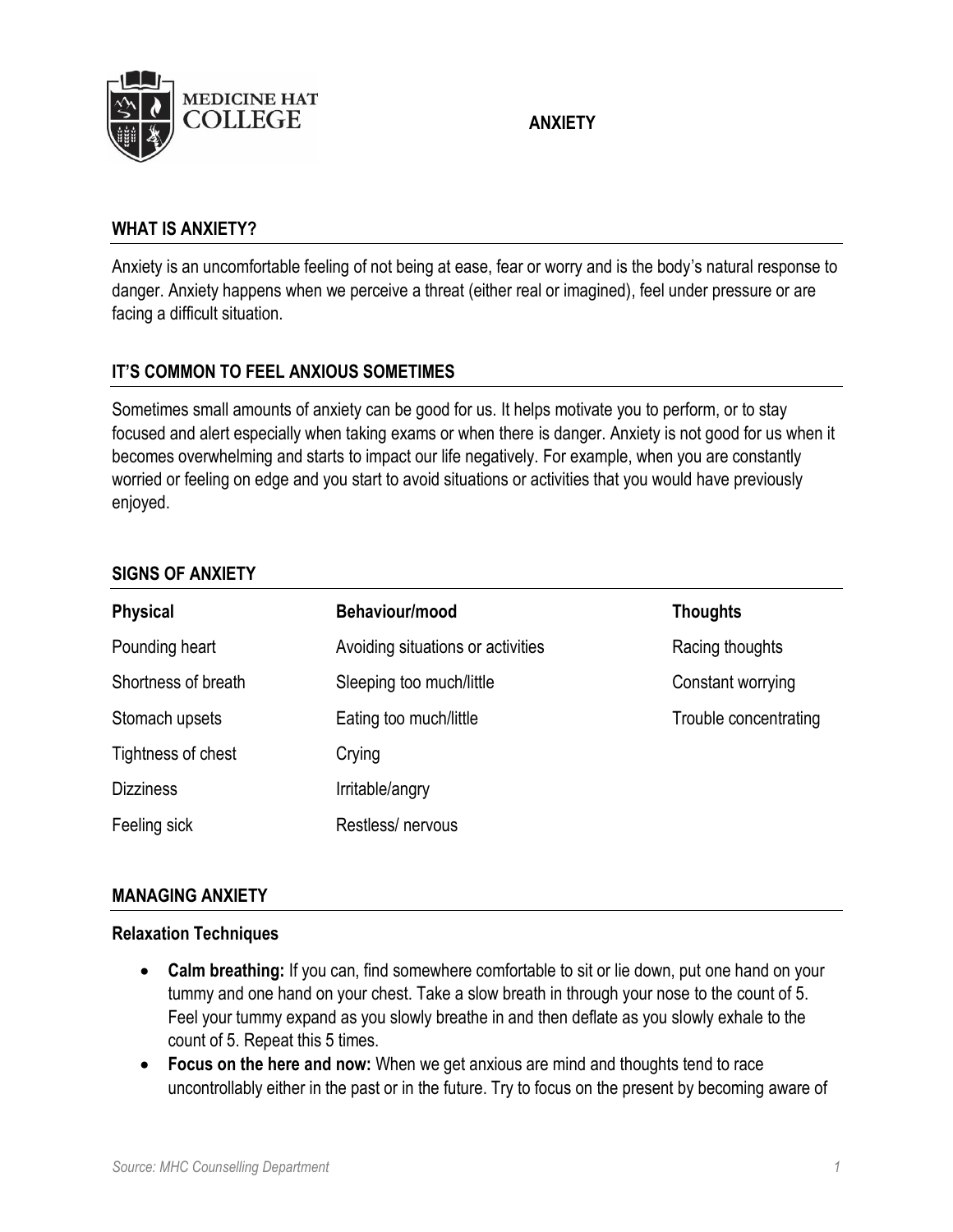# ANXIETY

## WHAT IS ANXIETY?

Anxiety is an uncomfortable feeling of not being at ease, fear or worry and is the body's natural response to danger. Anxiety happens when we perceive a threat (either real or imagined), feel under pressure or are facing a difficult situation.

## IT'S COMMON TO FEEL ANXIOUS SOMETIMES

Sometimes small amounts of anxiety can be good for us. It helps motivate you to perform, or to stay focused and alert especially when taking exams or when there is danger. Anxiety is not good for us when it becomes overwhelming and starts to impact our life negatively. For example, when you are constantly worried or feeling on edge and you start to avoid situations or activities that you would have previously enjoyed.

## SIGNS OF ANXIETY

| Physical | Behaviour/mood | Thoughts |
| --- | --- | --- |
| Pounding heart | Avoiding situations or activities | Racing thoughts |
| Shortness of breath | Sleeping too much/little | Constant worrying |
| Stomach upsets | Eating too much/little | Trouble concentrating |
| Tightness of chest | Crying | |
| Dizziness | Irritable/angry | |
| Feeling sick | Restless/ nervous | |

## MANAGING ANXIETY

### Relaxation Techniques

- **Calm breathing:** If you can, find somewhere comfortable to sit or lie down, put one hand on your tummy and one hand on your chest. Take a slow breath in through your nose to the count of 5. Feel your tummy expand as you slowly breathe in and then deflate as you slowly exhale to the count of 5. Repeat this 5 times.
- **Focus on the here and now:** When we get anxious are mind and thoughts tend to race uncontrollably either in the past or in the future. Try to focus on the present by becoming aware of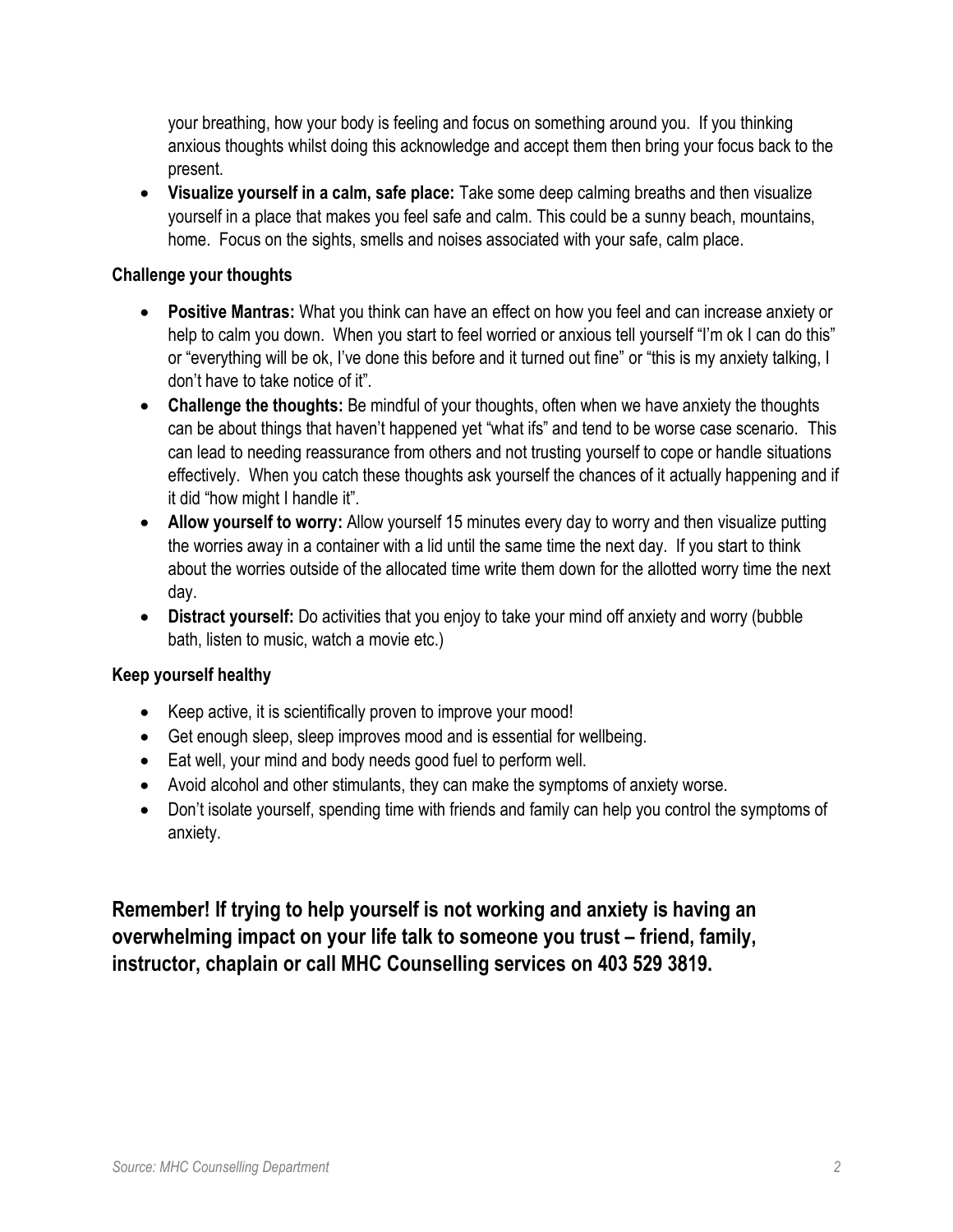your breathing, how your body is feeling and focus on something around you. If you thinking anxious thoughts whilst doing this acknowledge and accept them then bring your focus back to the present.

- **Visualize yourself in a calm, safe place:** Take some deep calming breaths and then visualize yourself in a place that makes you feel safe and calm. This could be a sunny beach, mountains, home. Focus on the sights, smells and noises associated with your safe, calm place.

**Challenge your thoughts**

- **Positive Mantras:** What you think can have an effect on how you feel and can increase anxiety or help to calm you down. When you start to feel worried or anxious tell yourself "I'm ok I can do this" or "everything will be ok, I've done this before and it turned out fine" or "this is my anxiety talking, I don't have to take notice of it".
- **Challenge the thoughts:** Be mindful of your thoughts, often when we have anxiety the thoughts can be about things that haven't happened yet "what ifs" and tend to be worse case scenario. This can lead to needing reassurance from others and not trusting yourself to cope or handle situations effectively. When you catch these thoughts ask yourself the chances of it actually happening and if it did "how might I handle it".
- **Allow yourself to worry:** Allow yourself 15 minutes every day to worry and then visualize putting the worries away in a container with a lid until the same time the next day. If you start to think about the worries outside of the allocated time write them down for the allotted worry time the next day.
- **Distract yourself:** Do activities that you enjoy to take your mind off anxiety and worry (bubble bath, listen to music, watch a movie etc.)

**Keep yourself healthy**

- Keep active, it is scientifically proven to improve your mood!
- Get enough sleep, sleep improves mood and is essential for wellbeing.
- Eat well, your mind and body needs good fuel to perform well.
- Avoid alcohol and other stimulants, they can make the symptoms of anxiety worse.
- Don't isolate yourself, spending time with friends and family can help you control the symptoms of anxiety.

**Remember! If trying to help yourself is not working and anxiety is having an overwhelming impact on your life talk to someone you trust – friend, family, instructor, chaplain or call MHC Counselling services on 403 529 3819.**

*Source: MHC Counselling Department*